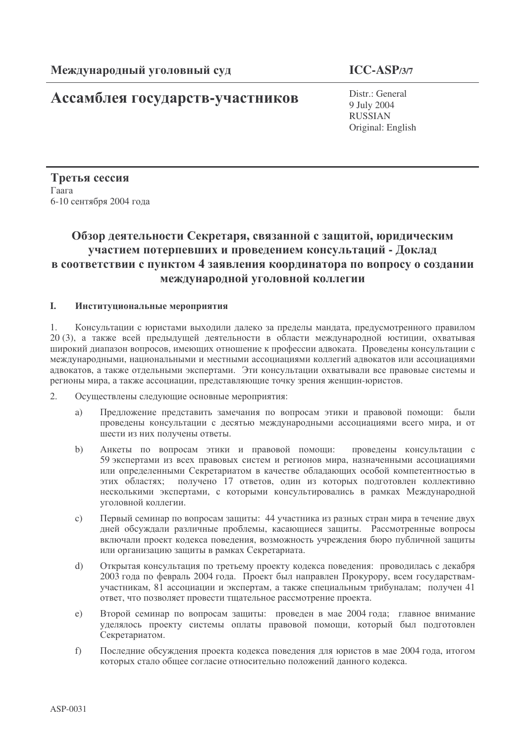Международный уголовный суд

**ICC-ASP/3/7**

# Ассамблея государств-участников

Distr.: General
9 July 2004
RUSSIAN
Original: English

**Третья сессия**
Гаага
6-10 сентября 2004 года

## Обзор деятельности Секретаря, связанной с защитой, юридическим участием потерпевших и проведением консультаций - Доклад в соответствии с пунктом 4 заявления координатора по вопросу о создании международной уголовной коллегии

### I. Институциональные мероприятия

1. Консультации с юристами выходили далеко за пределы мандата, предусмотренного правилом 20 (3), а также всей предыдущей деятельности в области международной юстиции, охватывая широкий диапазон вопросов, имеющих отношение к профессии адвоката. Проведены консультации с международными, национальными и местными ассоциациями коллегий адвокатов или ассоциациями адвокатов, а также отдельными экспертами. Эти консультации охватывали все правовые системы и регионы мира, а также ассоциации, представляющие точку зрения женщин-юристов.

2. Осуществлены следующие основные мероприятия:

   a) Предложение представить замечания по вопросам этики и правовой помощи: были проведены консультации с десятью международными ассоциациями всего мира, и от шести из них получены ответы.

   b) Анкеты по вопросам этики и правовой помощи: проведены консультации с 59 экспертами из всех правовых систем и регионов мира, назначенными ассоциациями или определенными Секретариатом в качестве обладающих особой компетентностью в этих областях; получено 17 ответов, один из которых подготовлен коллективно несколькими экспертами, с которыми консультировались в рамках Международной уголовной коллегии.

   c) Первый семинар по вопросам защиты: 44 участника из разных стран мира в течение двух дней обсуждали различные проблемы, касающиеся защиты. Рассмотренные вопросы включали проект кодекса поведения, возможность учреждения бюро публичной защиты или организацию защиты в рамках Секретариата.

   d) Открытая консультация по третьему проекту кодекса поведения: проводилась с декабря 2003 года по февраль 2004 года. Проект был направлен Прокурору, всем государствам-участникам, 81 ассоциации и экспертам, а также специальным трибуналам; получен 41 ответ, что позволяет провести тщательное рассмотрение проекта.

   e) Второй семинар по вопросам защиты: проведен в мае 2004 года; главное внимание уделялось проекту системы оплаты правовой помощи, который был подготовлен Секретариатом.

   f) Последние обсуждения проекта кодекса поведения для юристов в мае 2004 года, итогом которых стало общее согласие относительно положений данного кодекса.

ASP-0031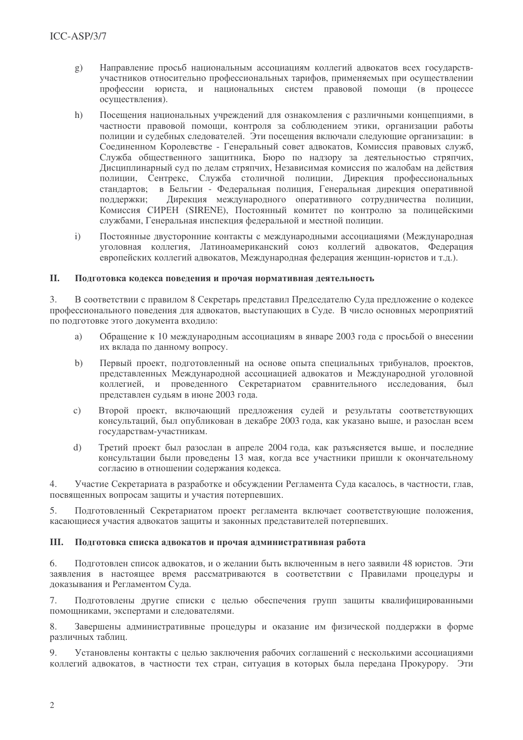g) Направление просьб национальным ассоциациям коллегий адвокатов всех государств-участников относительно профессиональных тарифов, применяемых при осуществлении профессии юриста, и национальных систем правовой помощи (в процессе осуществления).

h) Посещения национальных учреждений для ознакомления с различными концепциями, в частности правовой помощи, контроля за соблюдением этики, организации работы полиции и судебных следователей. Эти посещения включали следующие организации: в Соединенном Королевстве - Генеральный совет адвокатов, Комиссия правовых служб, Служба общественного защитника, Бюро по надзору за деятельностью стряпчих, Дисциплинарный суд по делам стряпчих, Независимая комиссия по жалобам на действия полиции, Сентрекс, Служба столичной полиции, Дирекция профессиональных стандартов; в Бельгии - Федеральная полиция, Генеральная дирекция оперативной поддержки; Дирекция международного оперативного сотрудничества полиции, Комиссия СИРЕН (SIRENE), Постоянный комитет по контролю за полицейскими службами, Генеральная инспекция федеральной и местной полиции.

i) Постоянные двусторонние контакты с международными ассоциациями (Международная уголовная коллегия, Латиноамериканский союз коллегий адвокатов, Федерация европейских коллегий адвокатов, Международная федерация женщин-юристов и т.д.).

## II. Подготовка кодекса поведения и прочая нормативная деятельность

3. В соответствии с правилом 8 Секретарь представил Председателю Суда предложение о кодексе профессионального поведения для адвокатов, выступающих в Суде. В число основных мероприятий по подготовке этого документа входило:

a) Обращение к 10 международным ассоциациям в январе 2003 года с просьбой о внесении их вклада по данному вопросу.

b) Первый проект, подготовленный на основе опыта специальных трибуналов, проектов, представленных Международной ассоциацией адвокатов и Международной уголовной коллегией, и проведенного Секретариатом сравнительного исследования, был представлен судьям в июне 2003 года.

c) Второй проект, включающий предложения судей и результаты соответствующих консультаций, был опубликован в декабре 2003 года, как указано выше, и разослан всем государствам-участникам.

d) Третий проект был разослан в апреле 2004 года, как разъясняется выше, и последние консультации были проведены 13 мая, когда все участники пришли к окончательному согласию в отношении содержания кодекса.

4. Участие Секретариата в разработке и обсуждении Регламента Суда касалось, в частности, глав, посвященных вопросам защиты и участия потерпевших.

5. Подготовленный Секретариатом проект регламента включает соответствующие положения, касающиеся участия адвокатов защиты и законных представителей потерпевших.

## III. Подготовка списка адвокатов и прочая административная работа

6. Подготовлен список адвокатов, и о желании быть включенным в него заявили 48 юристов. Эти заявления в настоящее время рассматриваются в соответствии с Правилами процедуры и доказывания и Регламентом Суда.

7. Подготовлены другие списки с целью обеспечения групп защиты квалифицированными помощниками, экспертами и следователями.

8. Завершены административные процедуры и оказание им физической поддержки в форме различных таблиц.

9. Установлены контакты с целью заключения рабочих соглашений с несколькими ассоциациями коллегий адвокатов, в частности тех стран, ситуация в которых была передана Прокурору. Эти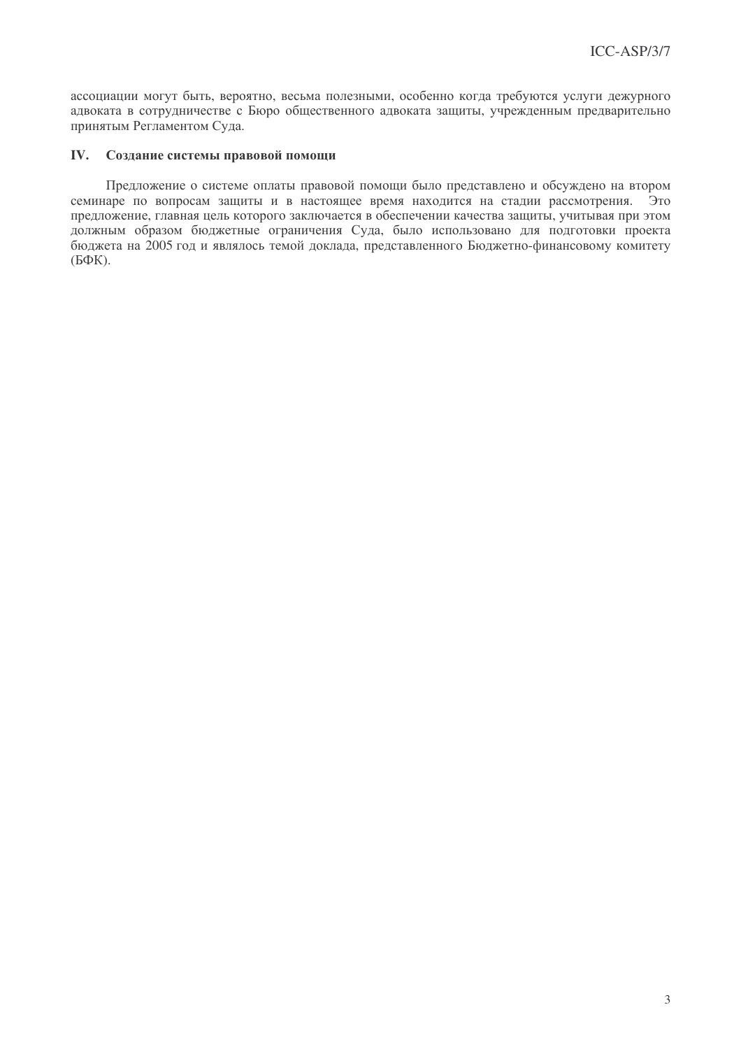ассоциации могут быть, вероятно, весьма полезными, особенно когда требуются услуги дежурного адвоката в сотрудничестве с Бюро общественного адвоката защиты, учрежденным предварительно принятым Регламентом Суда.

## IV. Создание системы правовой помощи

Предложение о системе оплаты правовой помощи было представлено и обсуждено на втором семинаре по вопросам защиты и в настоящее время находится на стадии рассмотрения. Это предложение, главная цель которого заключается в обеспечении качества защиты, учитывая при этом должным образом бюджетные ограничения Суда, было использовано для подготовки проекта бюджета на 2005 год и являлось темой доклада, представленного Бюджетно-финансовому комитету (БФК).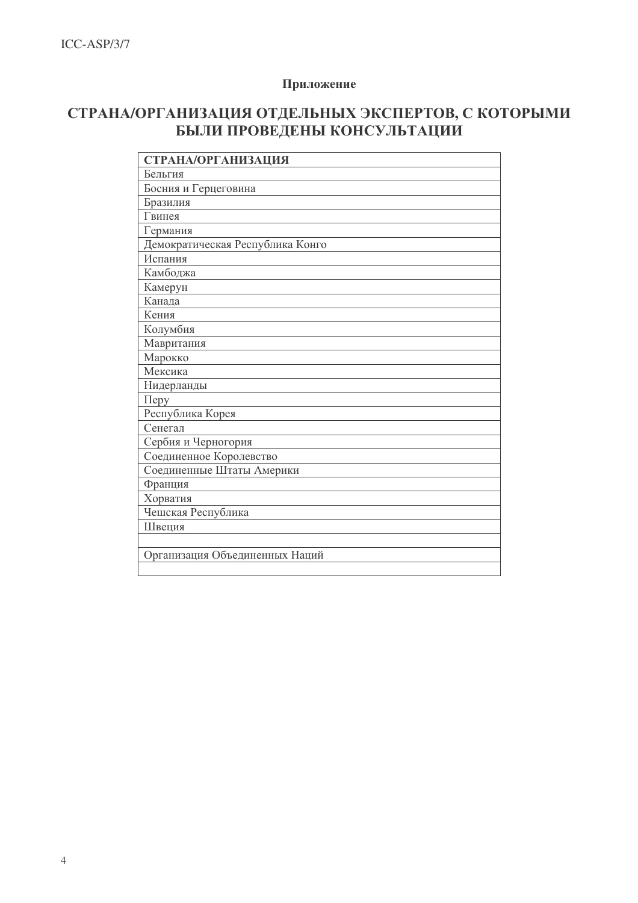## Приложение

# СТРАНА/ОРГАНИЗАЦИЯ ОТДЕЛЬНЫХ ЭКСПЕРТОВ, С КОТОРЫМИ БЫЛИ ПРОВЕДЕНЫ КОНСУЛЬТАЦИИ

| СТРАНА/ОРГАНИЗАЦИЯ |
|---|
| Бельгия |
| Босния и Герцеговина |
| Бразилия |
| Гвинея |
| Германия |
| Демократическая Республика Конго |
| Испания |
| Камбоджа |
| Камерун |
| Канада |
| Кения |
| Колумбия |
| Мавритания |
| Марокко |
| Мексика |
| Нидерланды |
| Перу |
| Республика Корея |
| Сенегал |
| Сербия и Черногория |
| Соединенное Королевство |
| Соединенные Штаты Америки |
| Франция |
| Хорватия |
| Чешская Республика |
| Швеция |
| |
| Организация Объединенных Наций |
| |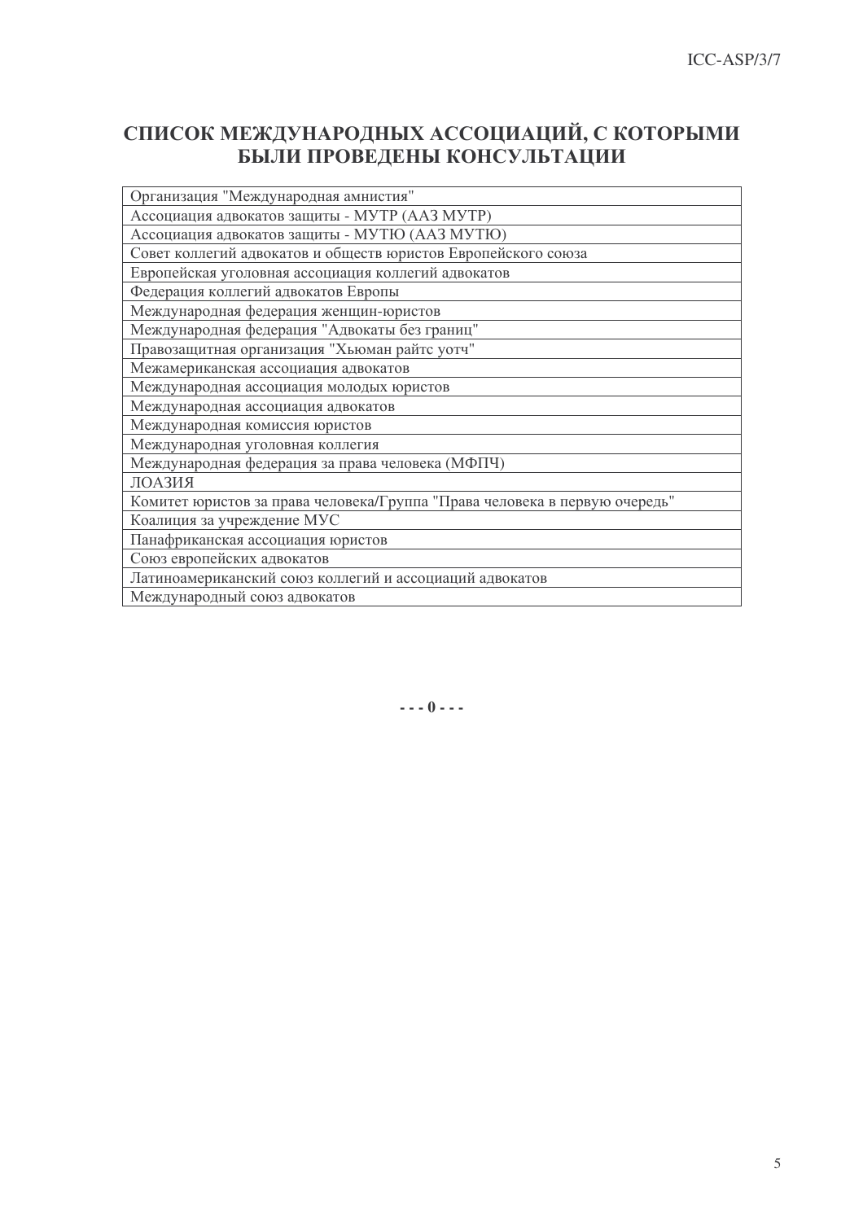## СПИСОК МЕЖДУНАРОДНЫХ АССОЦИАЦИЙ, С КОТОРЫМИ БЫЛИ ПРОВЕДЕНЫ КОНСУЛЬТАЦИИ

| |
|---|
| Организация "Международная амнистия" |
| Ассоциация адвокатов защиты - МУТР (ААЗ МУТР) |
| Ассоциация адвокатов защиты - МУТЮ (ААЗ МУТЮ) |
| Совет коллегий адвокатов и обществ юристов Европейского союза |
| Европейская уголовная ассоциация коллегий адвокатов |
| Федерация коллегий адвокатов Европы |
| Международная федерация женщин-юристов |
| Международная федерация "Адвокаты без границ" |
| Правозащитная организация "Хьюман райтс уотч" |
| Межамериканская ассоциация адвокатов |
| Международная ассоциация молодых юристов |
| Международная ассоциация адвокатов |
| Международная комиссия юристов |
| Международная уголовная коллегия |
| Международная федерация за права человека (МФПЧ) |
| ЛОАЗИЯ |
| Комитет юристов за права человека/Группа "Права человека в первую очередь" |
| Коалиция за учреждение МУС |
| Панафриканская ассоциация юристов |
| Союз европейских адвокатов |
| Латиноамериканский союз коллегий и ассоциаций адвокатов |
| Международный союз адвокатов |

- - - 0 - - -